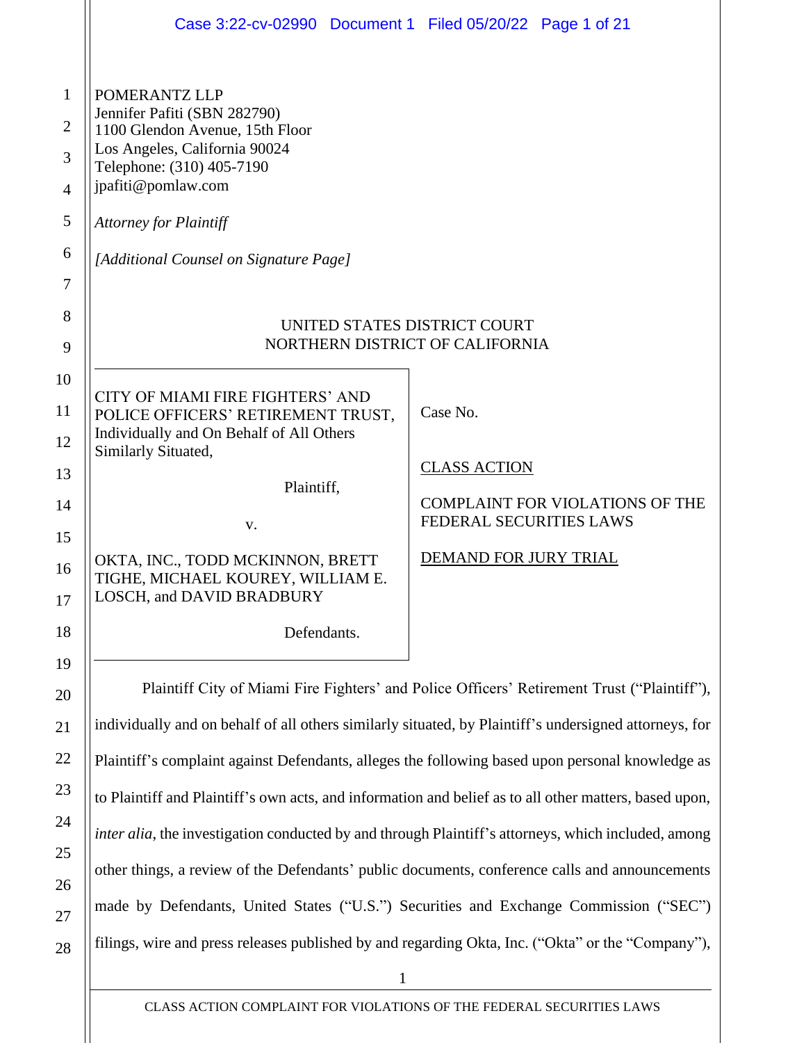POMERANTZ LLP
Jennifer Pafiti (SBN 282790)
1100 Glendon Avenue, 15th Floor
Los Angeles, California 90024
Telephone: (310) 405-7190
jpafiti@pomlaw.com

*Attorney for Plaintiff*

*[Additional Counsel on Signature Page]*

UNITED STATES DISTRICT COURT
NORTHERN DISTRICT OF CALIFORNIA

| | |
|---|---|
| CITY OF MIAMI FIRE FIGHTERS' AND POLICE OFFICERS' RETIREMENT TRUST, Individually and On Behalf of All Others Similarly Situated,<br><br>Plaintiff,<br><br>v.<br><br>OKTA, INC., TODD MCKINNON, BRETT TIGHE, MICHAEL KOUREY, WILLIAM E. LOSCH, and DAVID BRADBURY<br><br>Defendants. | Case No.<br><br>CLASS ACTION<br><br>COMPLAINT FOR VIOLATIONS OF THE FEDERAL SECURITIES LAWS<br><br>DEMAND FOR JURY TRIAL |

Plaintiff City of Miami Fire Fighters' and Police Officers' Retirement Trust ("Plaintiff"), individually and on behalf of all others similarly situated, by Plaintiff's undersigned attorneys, for Plaintiff's complaint against Defendants, alleges the following based upon personal knowledge as to Plaintiff and Plaintiff's own acts, and information and belief as to all other matters, based upon, *inter alia*, the investigation conducted by and through Plaintiff's attorneys, which included, among other things, a review of the Defendants' public documents, conference calls and announcements made by Defendants, United States ("U.S.") Securities and Exchange Commission ("SEC") filings, wire and press releases published by and regarding Okta, Inc. ("Okta" or the "Company"),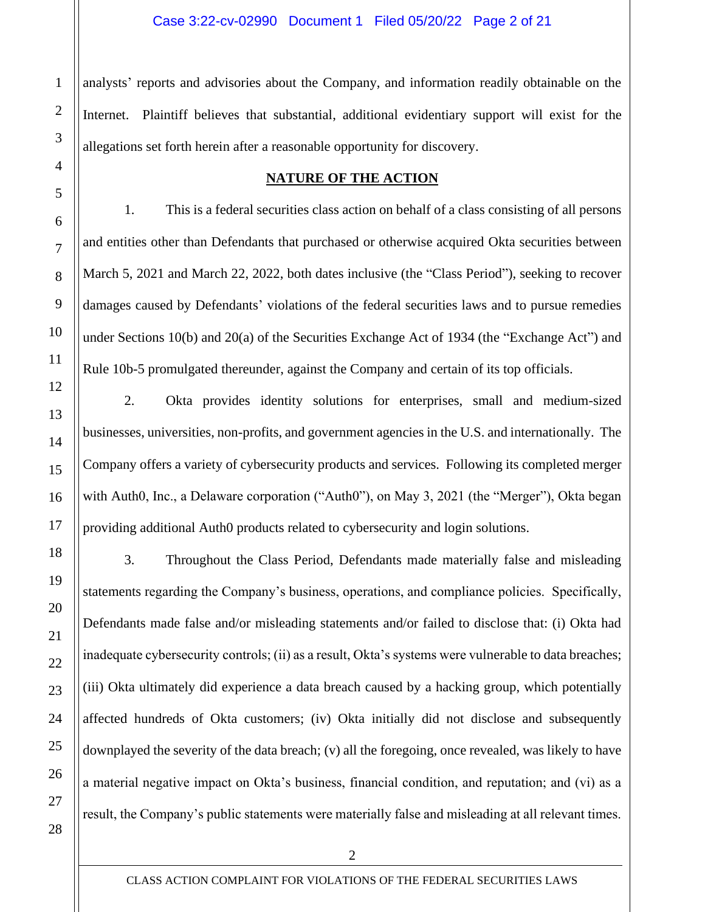analysts' reports and advisories about the Company, and information readily obtainable on the Internet. Plaintiff believes that substantial, additional evidentiary support will exist for the allegations set forth herein after a reasonable opportunity for discovery.

## NATURE OF THE ACTION

1. This is a federal securities class action on behalf of a class consisting of all persons and entities other than Defendants that purchased or otherwise acquired Okta securities between March 5, 2021 and March 22, 2022, both dates inclusive (the "Class Period"), seeking to recover damages caused by Defendants' violations of the federal securities laws and to pursue remedies under Sections 10(b) and 20(a) of the Securities Exchange Act of 1934 (the "Exchange Act") and Rule 10b-5 promulgated thereunder, against the Company and certain of its top officials.

2. Okta provides identity solutions for enterprises, small and medium-sized businesses, universities, non-profits, and government agencies in the U.S. and internationally. The Company offers a variety of cybersecurity products and services. Following its completed merger with Auth0, Inc., a Delaware corporation ("Auth0"), on May 3, 2021 (the "Merger"), Okta began providing additional Auth0 products related to cybersecurity and login solutions.

3. Throughout the Class Period, Defendants made materially false and misleading statements regarding the Company's business, operations, and compliance policies. Specifically, Defendants made false and/or misleading statements and/or failed to disclose that: (i) Okta had inadequate cybersecurity controls; (ii) as a result, Okta's systems were vulnerable to data breaches; (iii) Okta ultimately did experience a data breach caused by a hacking group, which potentially affected hundreds of Okta customers; (iv) Okta initially did not disclose and subsequently downplayed the severity of the data breach; (v) all the foregoing, once revealed, was likely to have a material negative impact on Okta's business, financial condition, and reputation; and (vi) as a result, the Company's public statements were materially false and misleading at all relevant times.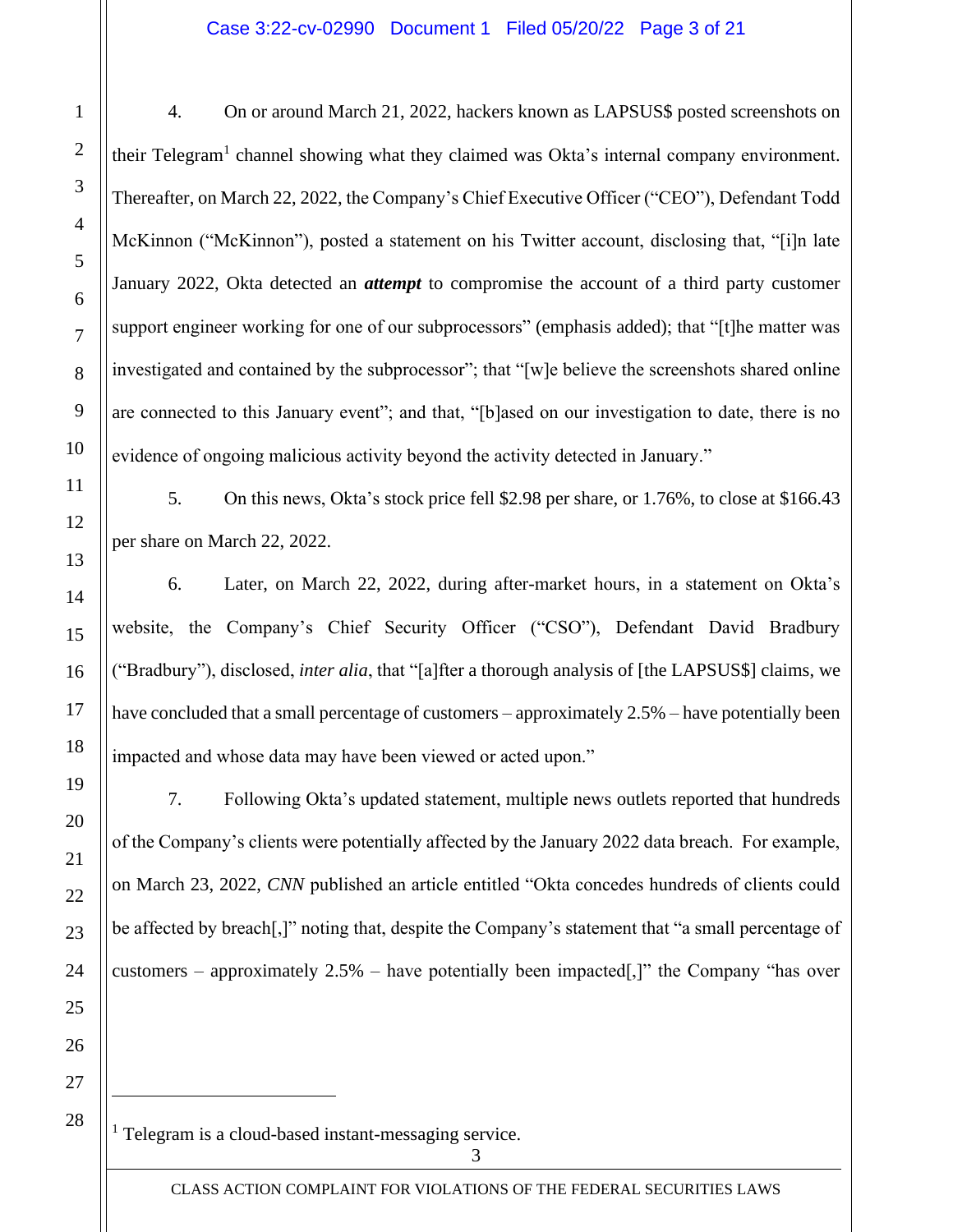4. On or around March 21, 2022, hackers known as LAPSUS$ posted screenshots on their Telegram[1] channel showing what they claimed was Okta's internal company environment. Thereafter, on March 22, 2022, the Company's Chief Executive Officer ("CEO"), Defendant Todd McKinnon ("McKinnon"), posted a statement on his Twitter account, disclosing that, "[i]n late January 2022, Okta detected an ***attempt*** to compromise the account of a third party customer support engineer working for one of our subprocessors" (emphasis added); that "[t]he matter was investigated and contained by the subprocessor"; that "[w]e believe the screenshots shared online are connected to this January event"; and that, "[b]ased on our investigation to date, there is no evidence of ongoing malicious activity beyond the activity detected in January."

5. On this news, Okta's stock price fell $2.98 per share, or 1.76%, to close at $166.43 per share on March 22, 2022.

6. Later, on March 22, 2022, during after-market hours, in a statement on Okta's website, the Company's Chief Security Officer ("CSO"), Defendant David Bradbury ("Bradbury"), disclosed, *inter alia*, that "[a]fter a thorough analysis of [the LAPSUS$] claims, we have concluded that a small percentage of customers – approximately 2.5% – have potentially been impacted and whose data may have been viewed or acted upon."

7. Following Okta's updated statement, multiple news outlets reported that hundreds of the Company's clients were potentially affected by the January 2022 data breach. For example, on March 23, 2022, *CNN* published an article entitled "Okta concedes hundreds of clients could be affected by breach[,]" noting that, despite the Company's statement that "a small percentage of customers – approximately 2.5% – have potentially been impacted[,]" the Company "has over

[1] Telegram is a cloud-based instant-messaging service.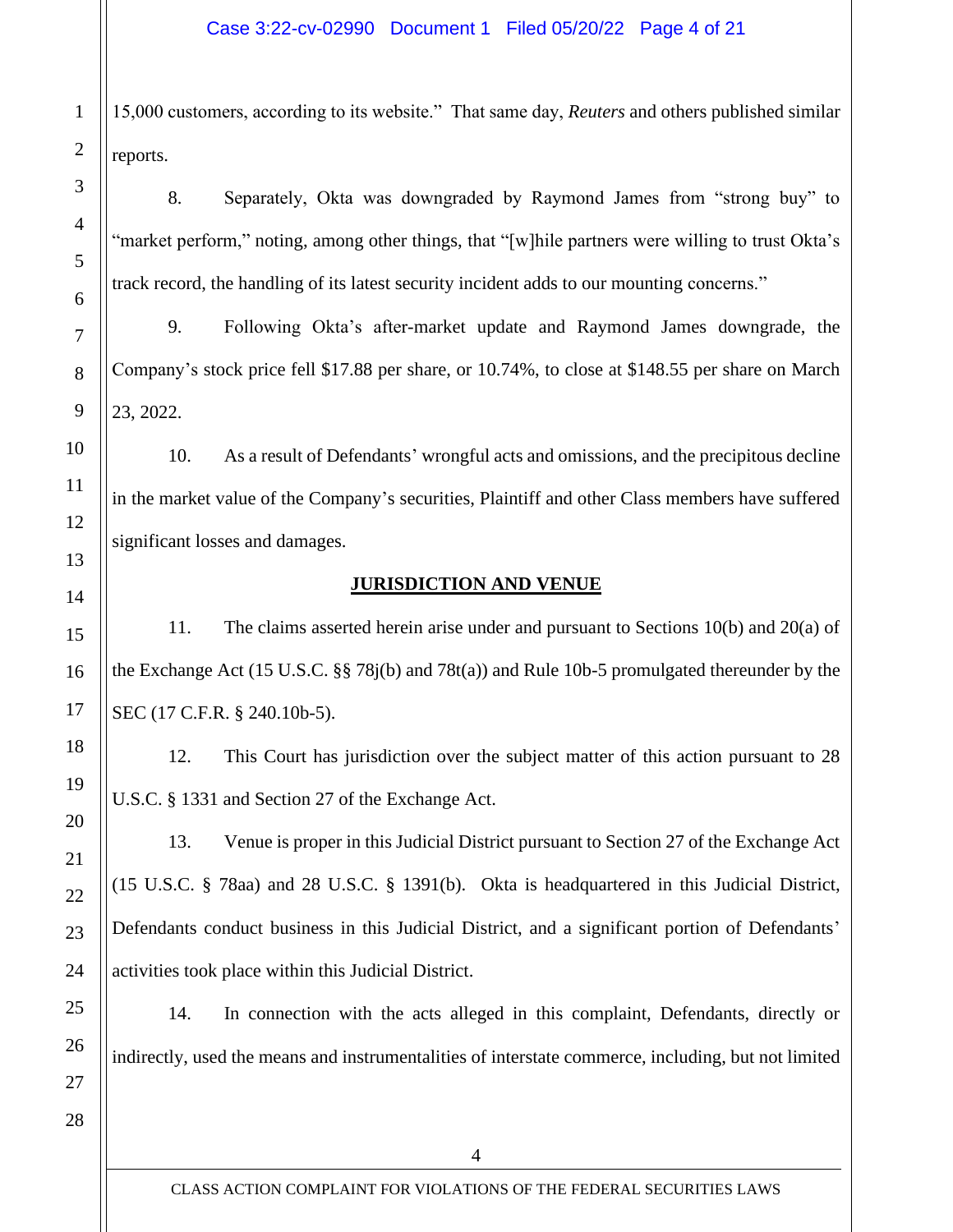15,000 customers, according to its website." That same day, *Reuters* and others published similar reports.

8. Separately, Okta was downgraded by Raymond James from "strong buy" to "market perform," noting, among other things, that "[w]hile partners were willing to trust Okta's track record, the handling of its latest security incident adds to our mounting concerns."

9. Following Okta's after-market update and Raymond James downgrade, the Company's stock price fell $17.88 per share, or 10.74%, to close at $148.55 per share on March 23, 2022.

10. As a result of Defendants' wrongful acts and omissions, and the precipitous decline in the market value of the Company's securities, Plaintiff and other Class members have suffered significant losses and damages.

## JURISDICTION AND VENUE

11. The claims asserted herein arise under and pursuant to Sections 10(b) and 20(a) of the Exchange Act (15 U.S.C. §§ 78j(b) and 78t(a)) and Rule 10b-5 promulgated thereunder by the SEC (17 C.F.R. § 240.10b-5).

12. This Court has jurisdiction over the subject matter of this action pursuant to 28 U.S.C. § 1331 and Section 27 of the Exchange Act.

13. Venue is proper in this Judicial District pursuant to Section 27 of the Exchange Act (15 U.S.C. § 78aa) and 28 U.S.C. § 1391(b). Okta is headquartered in this Judicial District, Defendants conduct business in this Judicial District, and a significant portion of Defendants' activities took place within this Judicial District.

14. In connection with the acts alleged in this complaint, Defendants, directly or indirectly, used the means and instrumentalities of interstate commerce, including, but not limited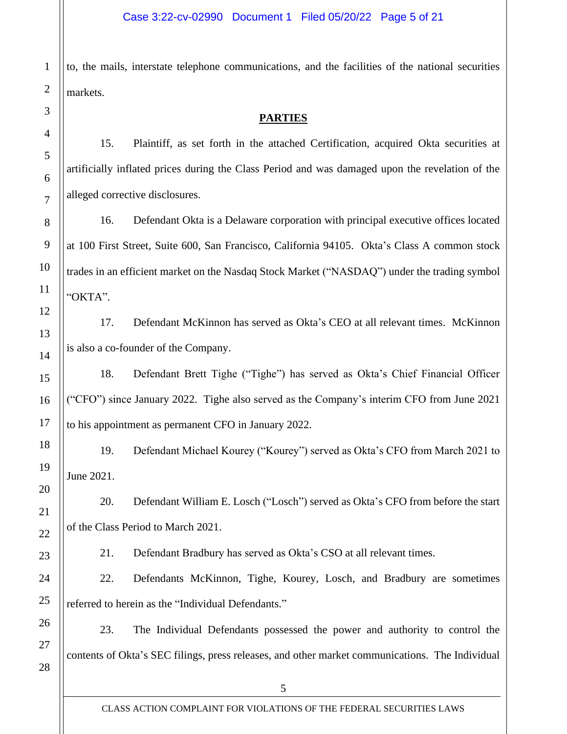to, the mails, interstate telephone communications, and the facilities of the national securities markets.

## PARTIES

15. Plaintiff, as set forth in the attached Certification, acquired Okta securities at artificially inflated prices during the Class Period and was damaged upon the revelation of the alleged corrective disclosures.

16. Defendant Okta is a Delaware corporation with principal executive offices located at 100 First Street, Suite 600, San Francisco, California 94105. Okta's Class A common stock trades in an efficient market on the Nasdaq Stock Market ("NASDAQ") under the trading symbol "OKTA".

17. Defendant McKinnon has served as Okta's CEO at all relevant times. McKinnon is also a co-founder of the Company.

18. Defendant Brett Tighe ("Tighe") has served as Okta's Chief Financial Officer ("CFO") since January 2022. Tighe also served as the Company's interim CFO from June 2021 to his appointment as permanent CFO in January 2022.

19. Defendant Michael Kourey ("Kourey") served as Okta's CFO from March 2021 to June 2021.

20. Defendant William E. Losch ("Losch") served as Okta's CFO from before the start of the Class Period to March 2021.

21. Defendant Bradbury has served as Okta's CSO at all relevant times.

22. Defendants McKinnon, Tighe, Kourey, Losch, and Bradbury are sometimes referred to herein as the "Individual Defendants."

23. The Individual Defendants possessed the power and authority to control the contents of Okta's SEC filings, press releases, and other market communications. The Individual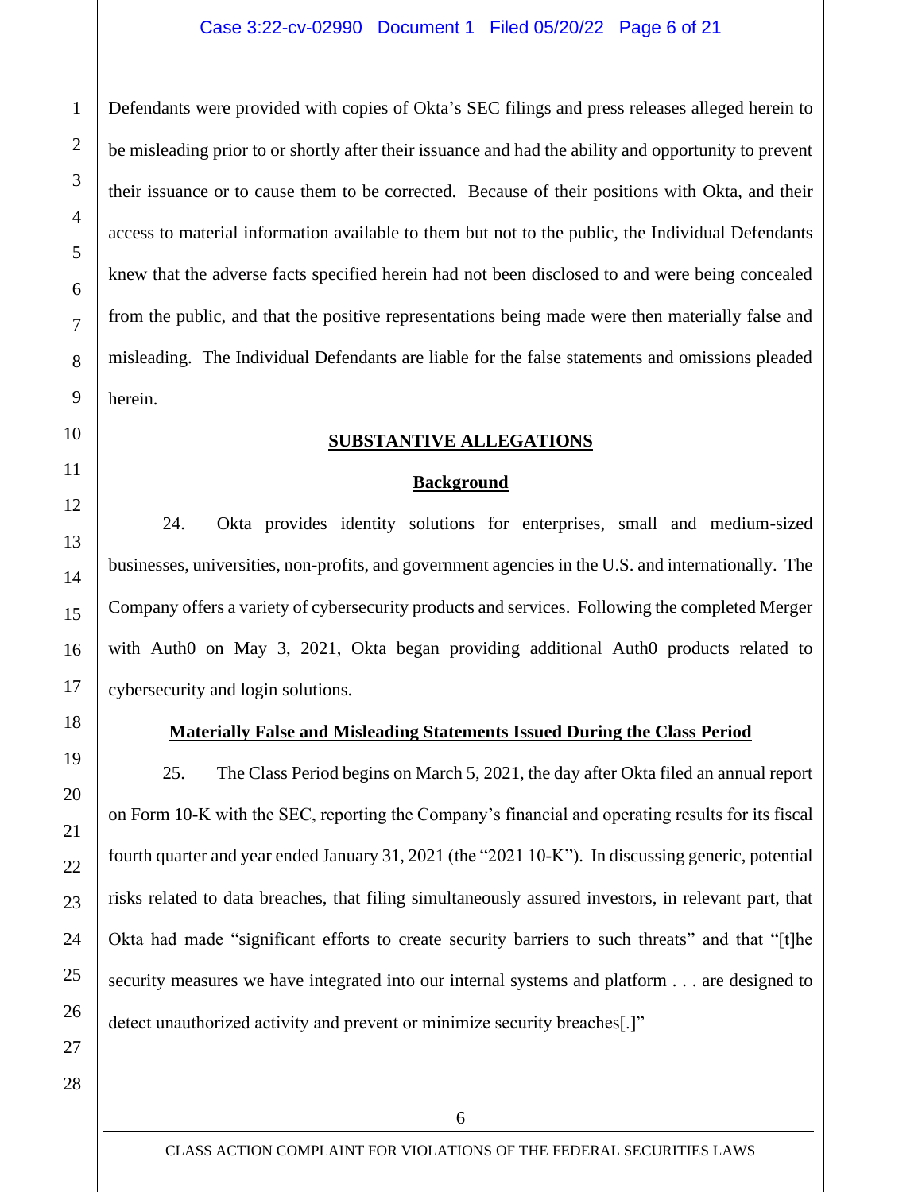Defendants were provided with copies of Okta's SEC filings and press releases alleged herein to be misleading prior to or shortly after their issuance and had the ability and opportunity to prevent their issuance or to cause them to be corrected. Because of their positions with Okta, and their access to material information available to them but not to the public, the Individual Defendants knew that the adverse facts specified herein had not been disclosed to and were being concealed from the public, and that the positive representations being made were then materially false and misleading. The Individual Defendants are liable for the false statements and omissions pleaded herein.

## SUBSTANTIVE ALLEGATIONS

### Background

24. Okta provides identity solutions for enterprises, small and medium-sized businesses, universities, non-profits, and government agencies in the U.S. and internationally. The Company offers a variety of cybersecurity products and services. Following the completed Merger with Auth0 on May 3, 2021, Okta began providing additional Auth0 products related to cybersecurity and login solutions.

### Materially False and Misleading Statements Issued During the Class Period

25. The Class Period begins on March 5, 2021, the day after Okta filed an annual report on Form 10-K with the SEC, reporting the Company's financial and operating results for its fiscal fourth quarter and year ended January 31, 2021 (the "2021 10-K"). In discussing generic, potential risks related to data breaches, that filing simultaneously assured investors, in relevant part, that Okta had made "significant efforts to create security barriers to such threats" and that "[t]he security measures we have integrated into our internal systems and platform . . . are designed to detect unauthorized activity and prevent or minimize security breaches[.]"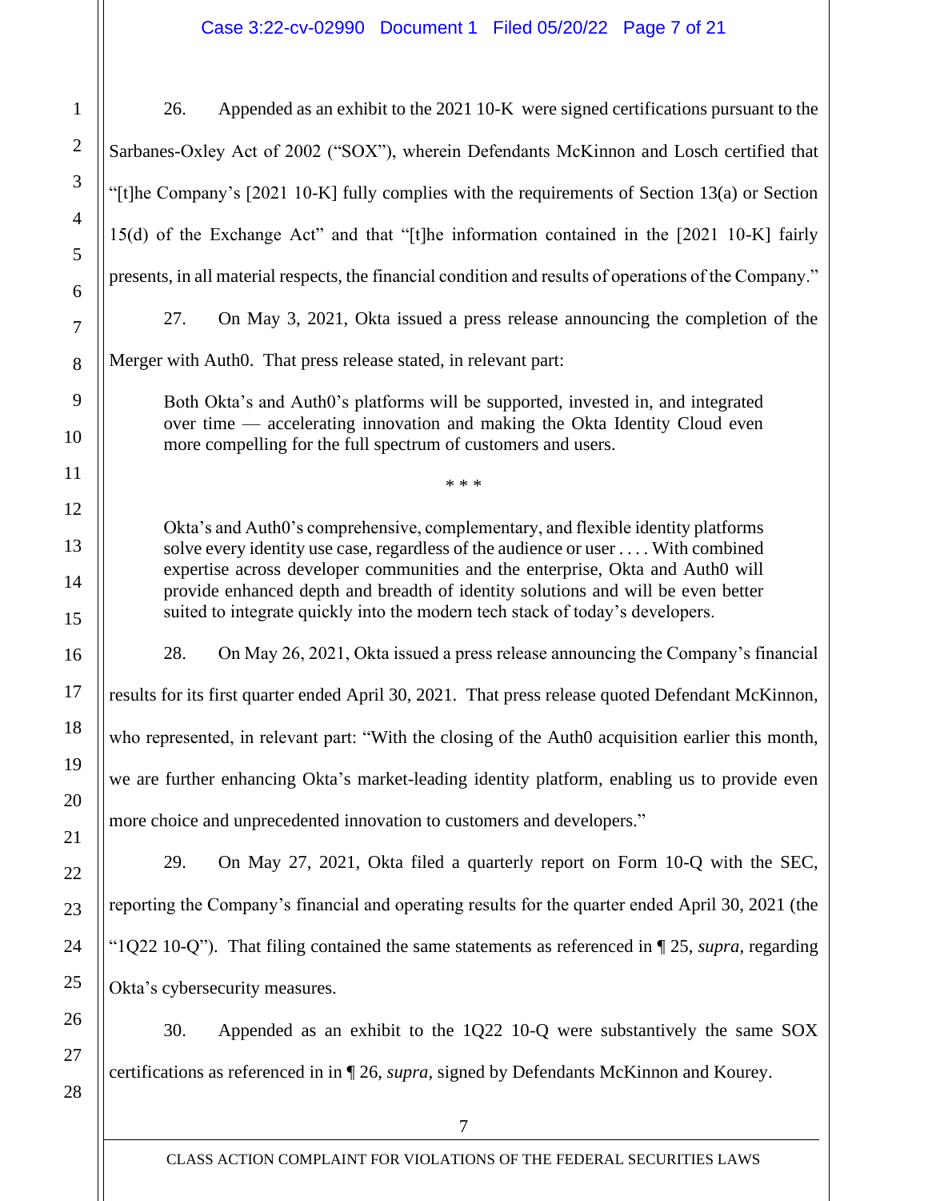26. Appended as an exhibit to the 2021 10-K were signed certifications pursuant to the Sarbanes-Oxley Act of 2002 ("SOX"), wherein Defendants McKinnon and Losch certified that "[t]he Company's [2021 10-K] fully complies with the requirements of Section 13(a) or Section 15(d) of the Exchange Act" and that "[t]he information contained in the [2021 10-K] fairly presents, in all material respects, the financial condition and results of operations of the Company."

27. On May 3, 2021, Okta issued a press release announcing the completion of the Merger with Auth0. That press release stated, in relevant part:

> Both Okta's and Auth0's platforms will be supported, invested in, and integrated over time — accelerating innovation and making the Okta Identity Cloud even more compelling for the full spectrum of customers and users.
>
> \* \* \*
>
> Okta's and Auth0's comprehensive, complementary, and flexible identity platforms solve every identity use case, regardless of the audience or user . . . . With combined expertise across developer communities and the enterprise, Okta and Auth0 will provide enhanced depth and breadth of identity solutions and will be even better suited to integrate quickly into the modern tech stack of today's developers.

28. On May 26, 2021, Okta issued a press release announcing the Company's financial results for its first quarter ended April 30, 2021. That press release quoted Defendant McKinnon, who represented, in relevant part: "With the closing of the Auth0 acquisition earlier this month, we are further enhancing Okta's market-leading identity platform, enabling us to provide even more choice and unprecedented innovation to customers and developers."

29. On May 27, 2021, Okta filed a quarterly report on Form 10-Q with the SEC, reporting the Company's financial and operating results for the quarter ended April 30, 2021 (the "1Q22 10-Q"). That filing contained the same statements as referenced in ¶ 25, *supra*, regarding Okta's cybersecurity measures.

30. Appended as an exhibit to the 1Q22 10-Q were substantively the same SOX certifications as referenced in in ¶ 26, *supra*, signed by Defendants McKinnon and Kourey.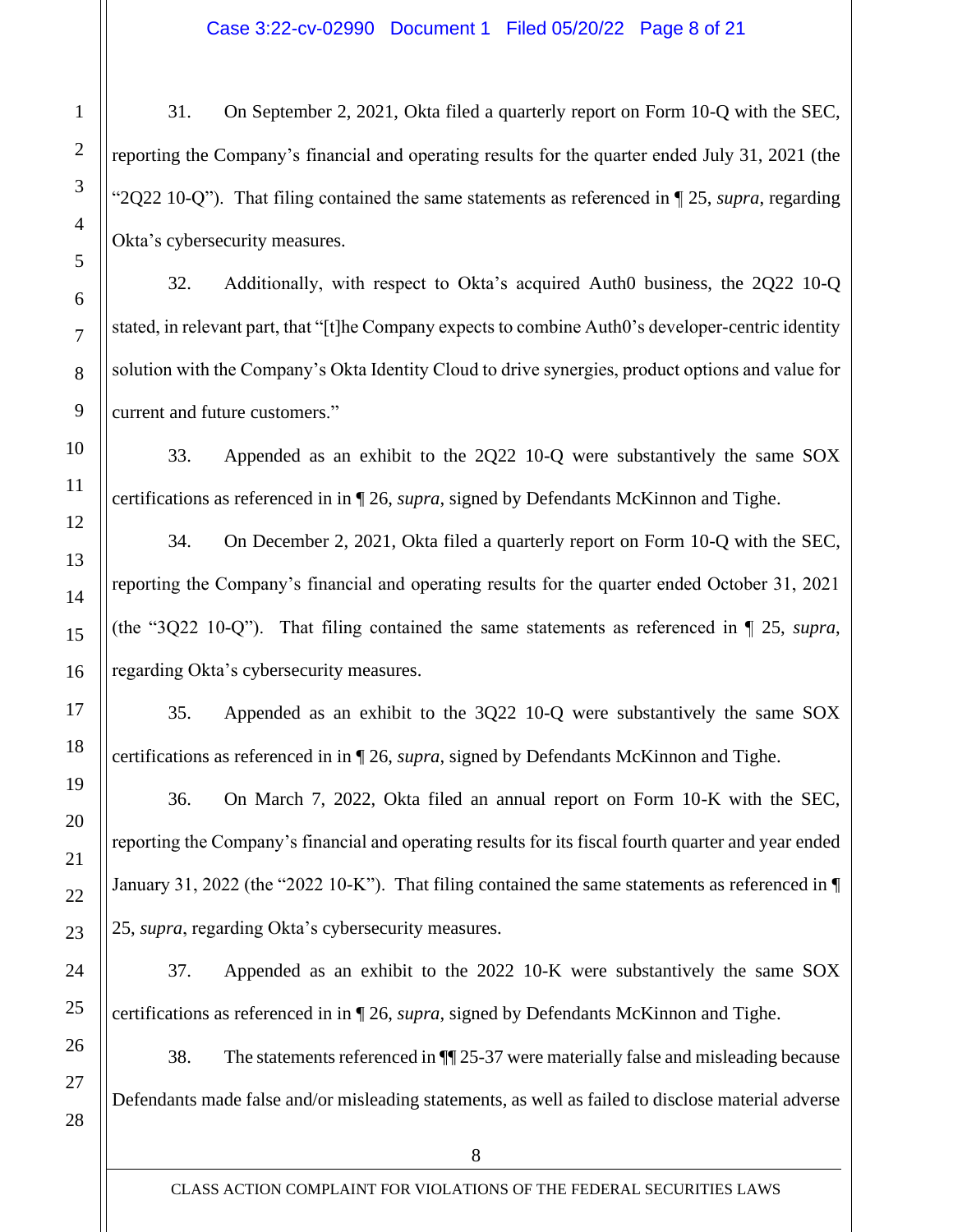31. On September 2, 2021, Okta filed a quarterly report on Form 10-Q with the SEC, reporting the Company's financial and operating results for the quarter ended July 31, 2021 (the "2Q22 10-Q"). That filing contained the same statements as referenced in ¶ 25, *supra*, regarding Okta's cybersecurity measures.

32. Additionally, with respect to Okta's acquired Auth0 business, the 2Q22 10-Q stated, in relevant part, that "[t]he Company expects to combine Auth0's developer-centric identity solution with the Company's Okta Identity Cloud to drive synergies, product options and value for current and future customers."

33. Appended as an exhibit to the 2Q22 10-Q were substantively the same SOX certifications as referenced in in ¶ 26, *supra*, signed by Defendants McKinnon and Tighe.

34. On December 2, 2021, Okta filed a quarterly report on Form 10-Q with the SEC, reporting the Company's financial and operating results for the quarter ended October 31, 2021 (the "3Q22 10-Q"). That filing contained the same statements as referenced in ¶ 25, *supra*, regarding Okta's cybersecurity measures.

35. Appended as an exhibit to the 3Q22 10-Q were substantively the same SOX certifications as referenced in in ¶ 26, *supra*, signed by Defendants McKinnon and Tighe.

36. On March 7, 2022, Okta filed an annual report on Form 10-K with the SEC, reporting the Company's financial and operating results for its fiscal fourth quarter and year ended January 31, 2022 (the "2022 10-K"). That filing contained the same statements as referenced in ¶ 25, *supra*, regarding Okta's cybersecurity measures.

37. Appended as an exhibit to the 2022 10-K were substantively the same SOX certifications as referenced in in ¶ 26, *supra*, signed by Defendants McKinnon and Tighe.

38. The statements referenced in ¶¶ 25-37 were materially false and misleading because Defendants made false and/or misleading statements, as well as failed to disclose material adverse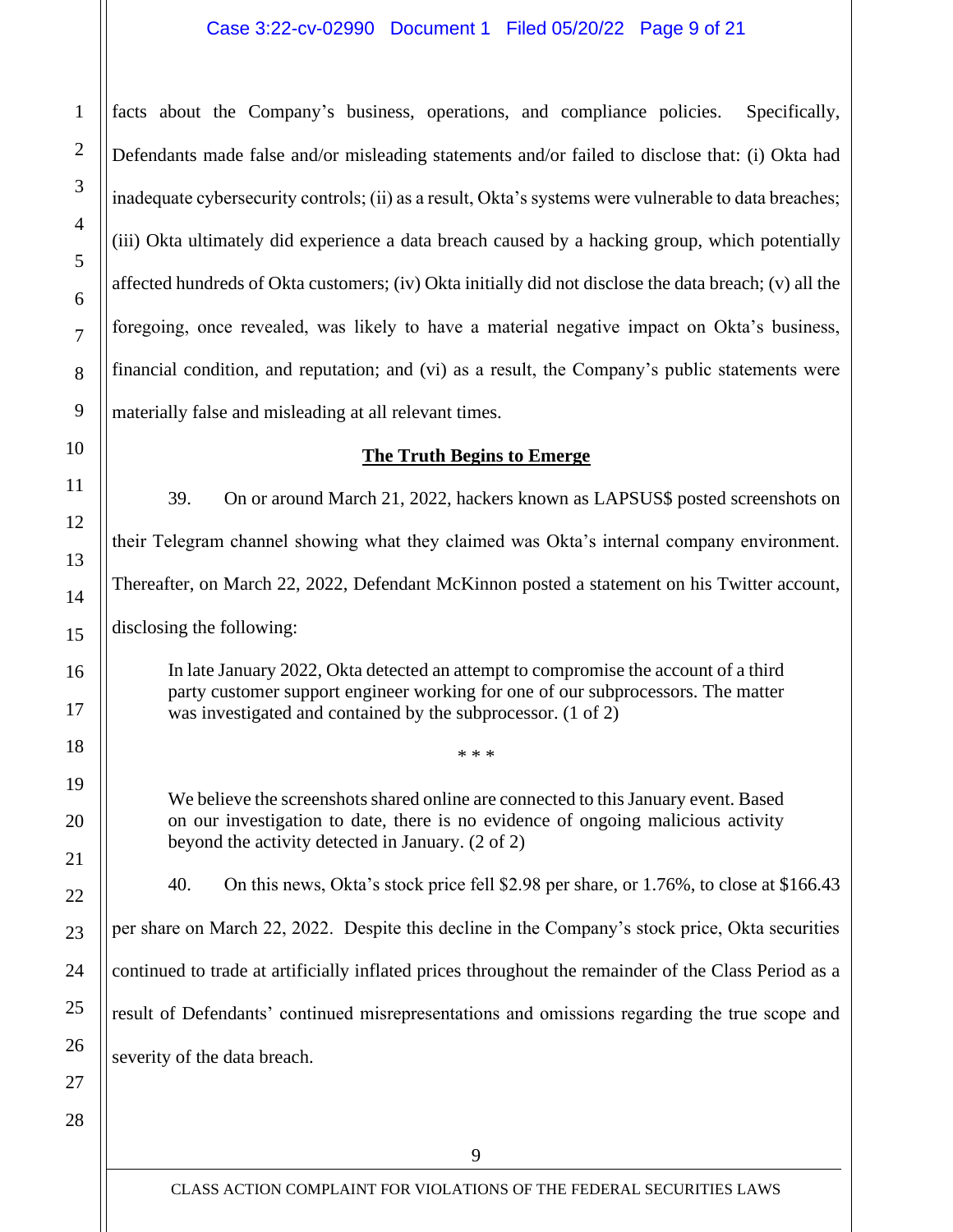facts about the Company's business, operations, and compliance policies. Specifically, Defendants made false and/or misleading statements and/or failed to disclose that: (i) Okta had inadequate cybersecurity controls; (ii) as a result, Okta's systems were vulnerable to data breaches; (iii) Okta ultimately did experience a data breach caused by a hacking group, which potentially affected hundreds of Okta customers; (iv) Okta initially did not disclose the data breach; (v) all the foregoing, once revealed, was likely to have a material negative impact on Okta's business, financial condition, and reputation; and (vi) as a result, the Company's public statements were materially false and misleading at all relevant times.

**The Truth Begins to Emerge**

39. On or around March 21, 2022, hackers known as LAPSUS$ posted screenshots on their Telegram channel showing what they claimed was Okta's internal company environment. Thereafter, on March 22, 2022, Defendant McKinnon posted a statement on his Twitter account, disclosing the following:

> In late January 2022, Okta detected an attempt to compromise the account of a third party customer support engineer working for one of our subprocessors. The matter was investigated and contained by the subprocessor. (1 of 2)
>
> \* \* \*
>
> We believe the screenshots shared online are connected to this January event. Based on our investigation to date, there is no evidence of ongoing malicious activity beyond the activity detected in January. (2 of 2)

40. On this news, Okta's stock price fell $2.98 per share, or 1.76%, to close at $166.43 per share on March 22, 2022. Despite this decline in the Company's stock price, Okta securities continued to trade at artificially inflated prices throughout the remainder of the Class Period as a result of Defendants' continued misrepresentations and omissions regarding the true scope and severity of the data breach.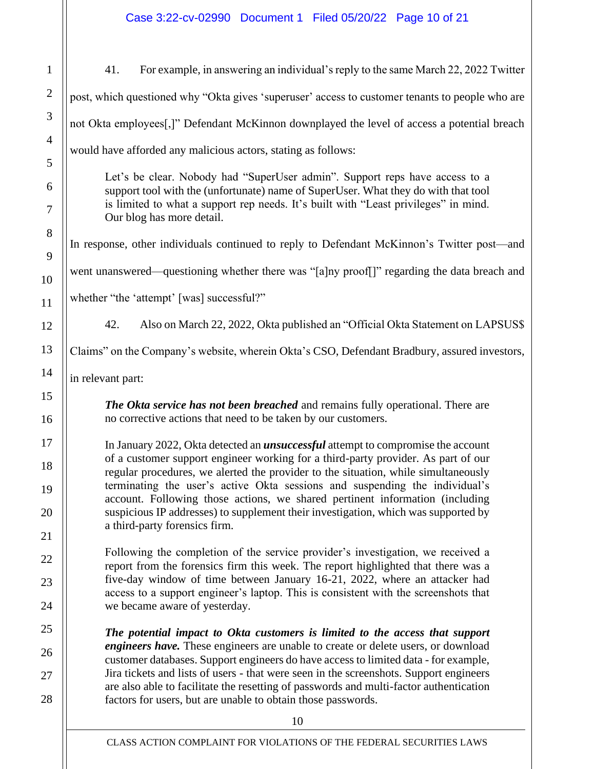41. For example, in answering an individual's reply to the same March 22, 2022 Twitter post, which questioned why "Okta gives 'superuser' access to customer tenants to people who are not Okta employees[,]" Defendant McKinnon downplayed the level of access a potential breach would have afforded any malicious actors, stating as follows:

> Let's be clear. Nobody had "SuperUser admin". Support reps have access to a support tool with the (unfortunate) name of SuperUser. What they do with that tool is limited to what a support rep needs. It's built with "Least privileges" in mind. Our blog has more detail.

In response, other individuals continued to reply to Defendant McKinnon's Twitter post—and went unanswered—questioning whether there was "[a]ny proof[]" regarding the data breach and whether "the 'attempt' [was] successful?"

42. Also on March 22, 2022, Okta published an "Official Okta Statement on LAPSUS$ Claims" on the Company's website, wherein Okta's CSO, Defendant Bradbury, assured investors, in relevant part:

> ***The Okta service has not been breached*** and remains fully operational. There are no corrective actions that need to be taken by our customers.
>
> In January 2022, Okta detected an ***unsuccessful*** attempt to compromise the account of a customer support engineer working for a third-party provider. As part of our regular procedures, we alerted the provider to the situation, while simultaneously terminating the user's active Okta sessions and suspending the individual's account. Following those actions, we shared pertinent information (including suspicious IP addresses) to supplement their investigation, which was supported by a third-party forensics firm.
>
> Following the completion of the service provider's investigation, we received a report from the forensics firm this week. The report highlighted that there was a five-day window of time between January 16-21, 2022, where an attacker had access to a support engineer's laptop. This is consistent with the screenshots that we became aware of yesterday.
>
> ***The potential impact to Okta customers is limited to the access that support engineers have.*** These engineers are unable to create or delete users, or download customer databases. Support engineers do have access to limited data - for example, Jira tickets and lists of users - that were seen in the screenshots. Support engineers are also able to facilitate the resetting of passwords and multi-factor authentication factors for users, but are unable to obtain those passwords.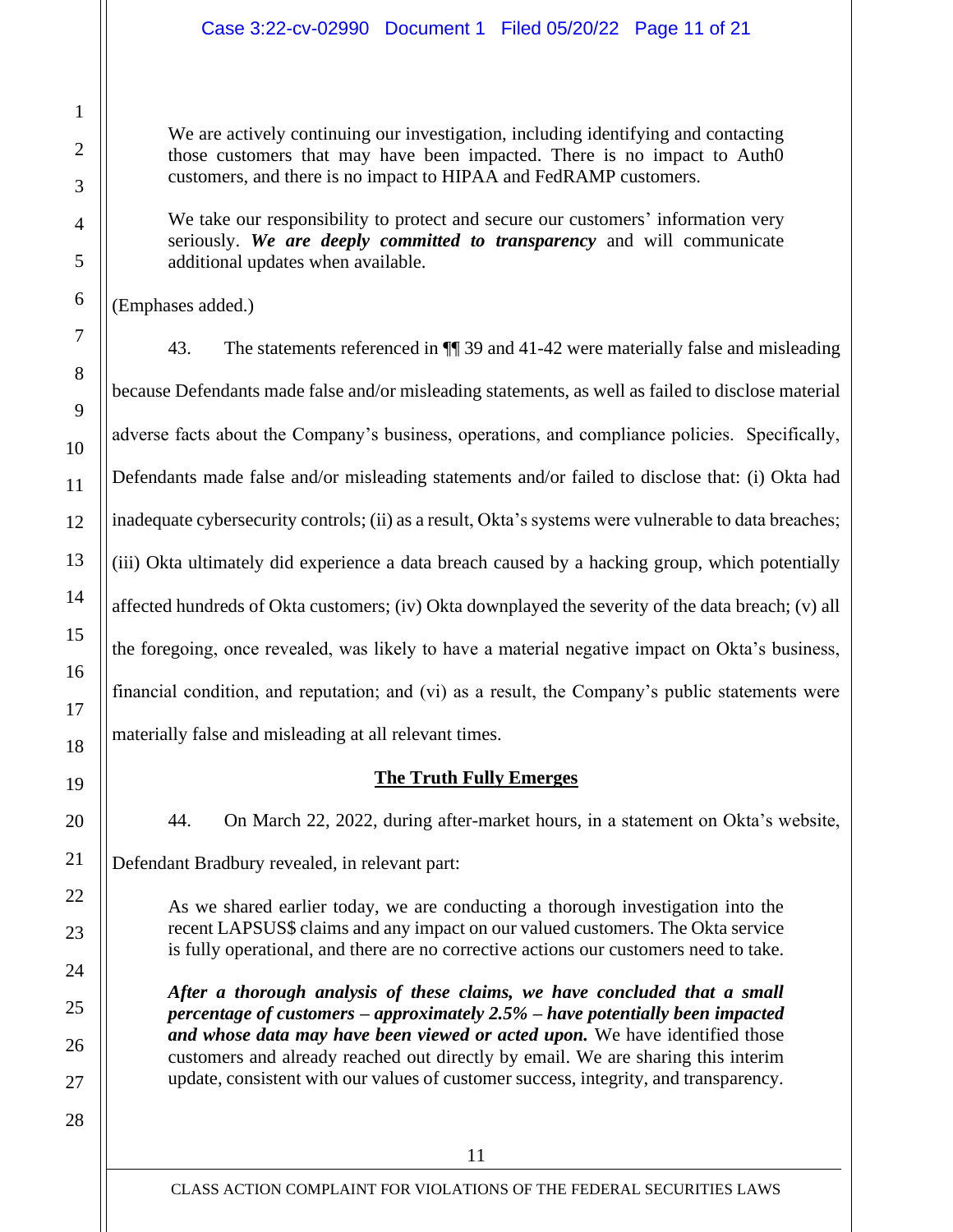> We are actively continuing our investigation, including identifying and contacting those customers that may have been impacted. There is no impact to Auth0 customers, and there is no impact to HIPAA and FedRAMP customers.
>
> We take our responsibility to protect and secure our customers' information very seriously. ***We are deeply committed to transparency*** and will communicate additional updates when available.

(Emphases added.)

43. The statements referenced in ¶¶ 39 and 41-42 were materially false and misleading because Defendants made false and/or misleading statements, as well as failed to disclose material adverse facts about the Company's business, operations, and compliance policies. Specifically, Defendants made false and/or misleading statements and/or failed to disclose that: (i) Okta had inadequate cybersecurity controls; (ii) as a result, Okta's systems were vulnerable to data breaches; (iii) Okta ultimately did experience a data breach caused by a hacking group, which potentially affected hundreds of Okta customers; (iv) Okta downplayed the severity of the data breach; (v) all the foregoing, once revealed, was likely to have a material negative impact on Okta's business, financial condition, and reputation; and (vi) as a result, the Company's public statements were materially false and misleading at all relevant times.

## <u>The Truth Fully Emerges</u>

44. On March 22, 2022, during after-market hours, in a statement on Okta's website, Defendant Bradbury revealed, in relevant part:

> As we shared earlier today, we are conducting a thorough investigation into the recent LAPSUS$ claims and any impact on our valued customers. The Okta service is fully operational, and there are no corrective actions our customers need to take.
>
> ***After a thorough analysis of these claims, we have concluded that a small percentage of customers – approximately 2.5% – have potentially been impacted and whose data may have been viewed or acted upon.*** We have identified those customers and already reached out directly by email. We are sharing this interim update, consistent with our values of customer success, integrity, and transparency.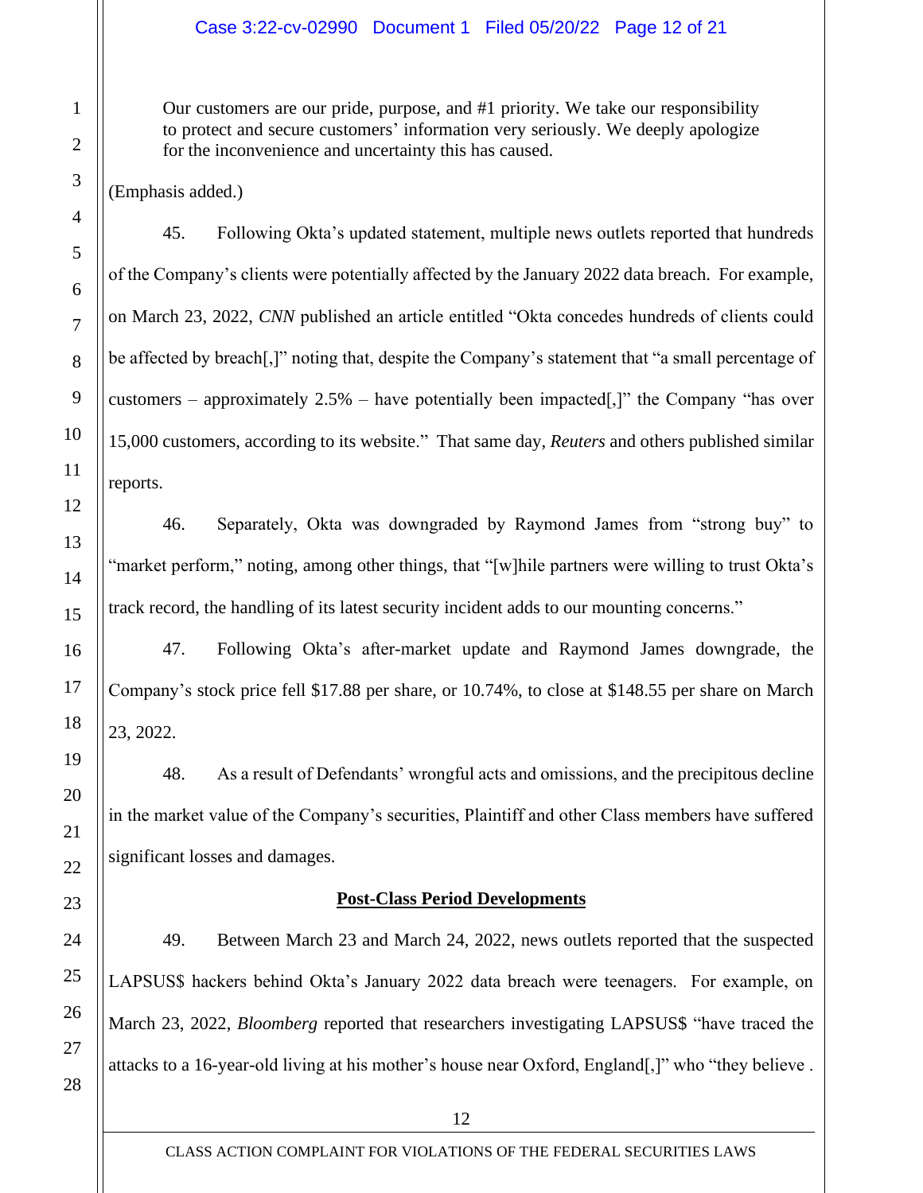> Our customers are our pride, purpose, and #1 priority. We take our responsibility to protect and secure customers' information very seriously. We deeply apologize for the inconvenience and uncertainty this has caused.

(Emphasis added.)

45. Following Okta's updated statement, multiple news outlets reported that hundreds of the Company's clients were potentially affected by the January 2022 data breach. For example, on March 23, 2022, *CNN* published an article entitled "Okta concedes hundreds of clients could be affected by breach[,]" noting that, despite the Company's statement that "a small percentage of customers – approximately 2.5% – have potentially been impacted[,]" the Company "has over 15,000 customers, according to its website." That same day, *Reuters* and others published similar reports.

46. Separately, Okta was downgraded by Raymond James from "strong buy" to "market perform," noting, among other things, that "[w]hile partners were willing to trust Okta's track record, the handling of its latest security incident adds to our mounting concerns."

47. Following Okta's after-market update and Raymond James downgrade, the Company's stock price fell $17.88 per share, or 10.74%, to close at $148.55 per share on March 23, 2022.

48. As a result of Defendants' wrongful acts and omissions, and the precipitous decline in the market value of the Company's securities, Plaintiff and other Class members have suffered significant losses and damages.

**Post-Class Period Developments**

49. Between March 23 and March 24, 2022, news outlets reported that the suspected LAPSUS$ hackers behind Okta's January 2022 data breach were teenagers. For example, on March 23, 2022, *Bloomberg* reported that researchers investigating LAPSUS$ "have traced the attacks to a 16-year-old living at his mother's house near Oxford, England[,]" who "they believe .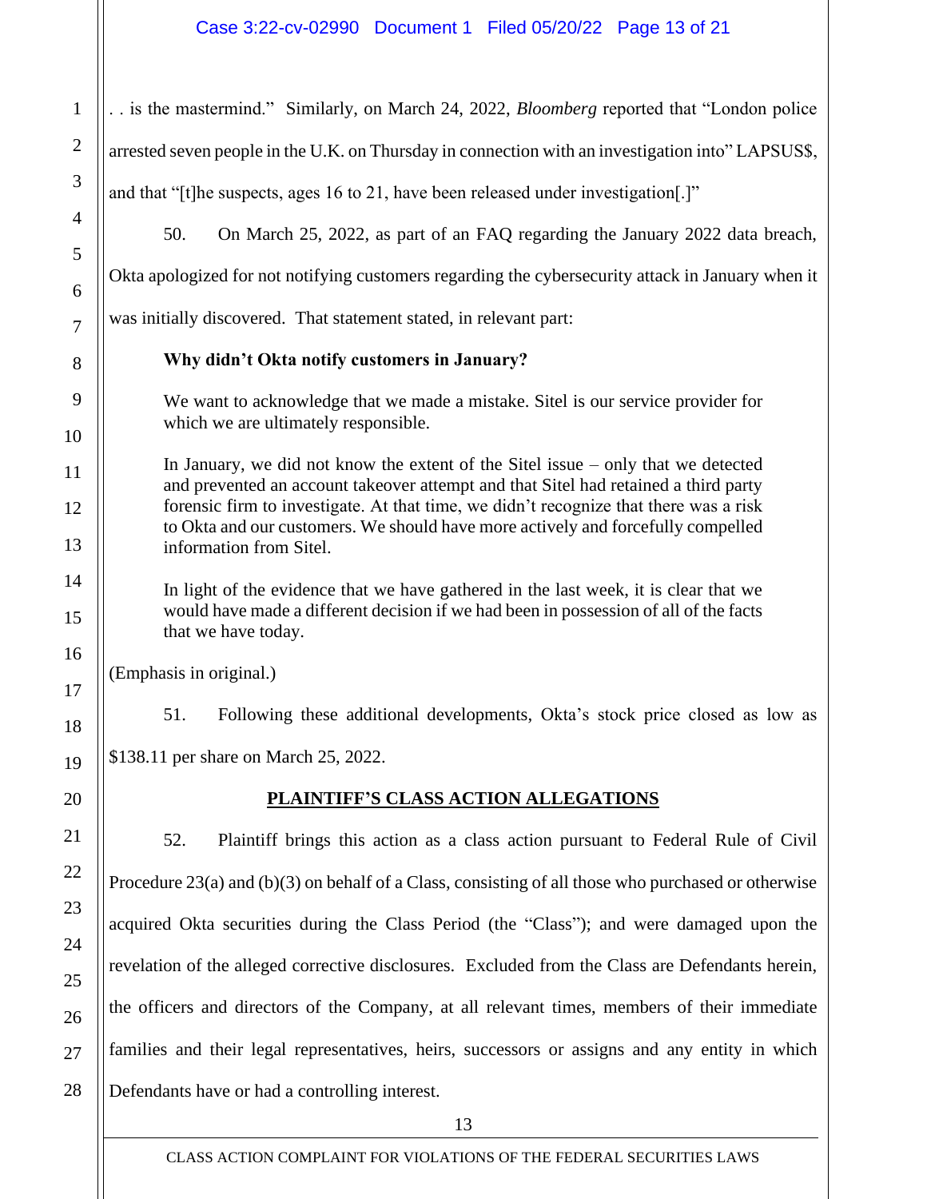. . is the mastermind." Similarly, on March 24, 2022, *Bloomberg* reported that "London police arrested seven people in the U.K. on Thursday in connection with an investigation into" LAPSUS$, and that "[t]he suspects, ages 16 to 21, have been released under investigation[.]"

50. On March 25, 2022, as part of an FAQ regarding the January 2022 data breach, Okta apologized for not notifying customers regarding the cybersecurity attack in January when it was initially discovered. That statement stated, in relevant part:

> **Why didn't Okta notify customers in January?**
>
> We want to acknowledge that we made a mistake. Sitel is our service provider for which we are ultimately responsible.
>
> In January, we did not know the extent of the Sitel issue – only that we detected and prevented an account takeover attempt and that Sitel had retained a third party forensic firm to investigate. At that time, we didn't recognize that there was a risk to Okta and our customers. We should have more actively and forcefully compelled information from Sitel.
>
> In light of the evidence that we have gathered in the last week, it is clear that we would have made a different decision if we had been in possession of all of the facts that we have today.

(Emphasis in original.)

51. Following these additional developments, Okta's stock price closed as low as $138.11 per share on March 25, 2022.

## PLAINTIFF'S CLASS ACTION ALLEGATIONS

52. Plaintiff brings this action as a class action pursuant to Federal Rule of Civil Procedure 23(a) and (b)(3) on behalf of a Class, consisting of all those who purchased or otherwise acquired Okta securities during the Class Period (the "Class"); and were damaged upon the revelation of the alleged corrective disclosures. Excluded from the Class are Defendants herein, the officers and directors of the Company, at all relevant times, members of their immediate families and their legal representatives, heirs, successors or assigns and any entity in which Defendants have or had a controlling interest.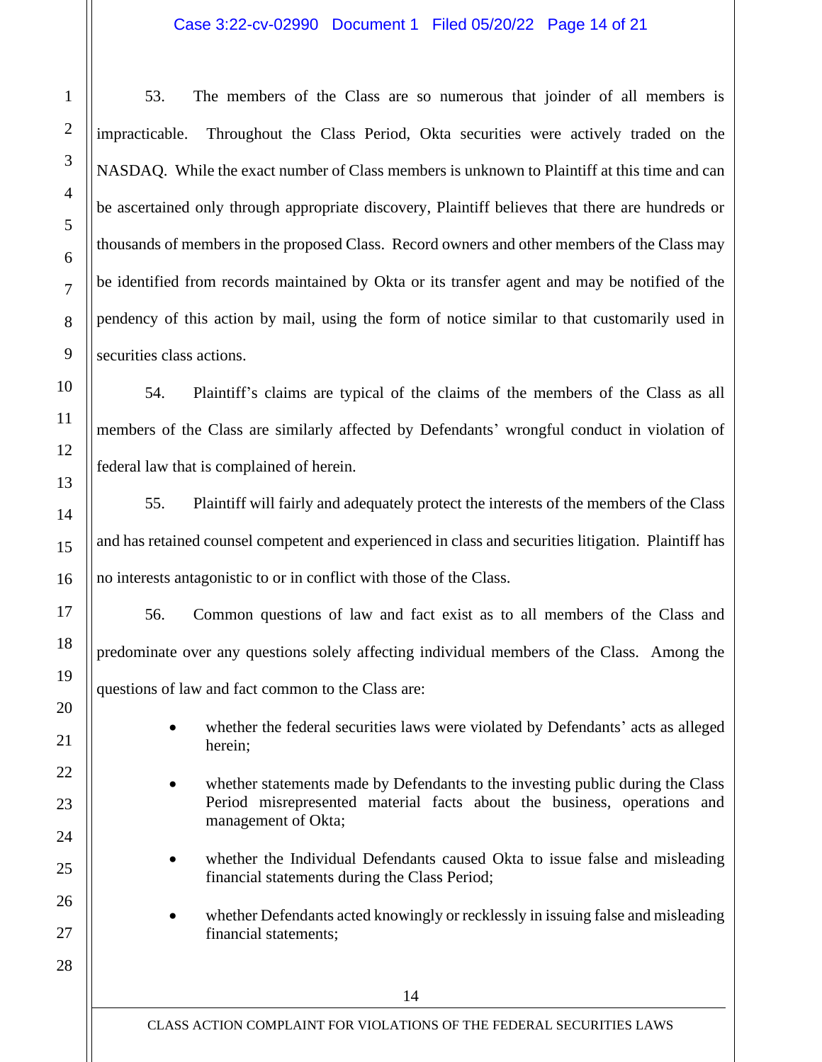53. The members of the Class are so numerous that joinder of all members is impracticable. Throughout the Class Period, Okta securities were actively traded on the NASDAQ. While the exact number of Class members is unknown to Plaintiff at this time and can be ascertained only through appropriate discovery, Plaintiff believes that there are hundreds or thousands of members in the proposed Class. Record owners and other members of the Class may be identified from records maintained by Okta or its transfer agent and may be notified of the pendency of this action by mail, using the form of notice similar to that customarily used in securities class actions.

54. Plaintiff's claims are typical of the claims of the members of the Class as all members of the Class are similarly affected by Defendants' wrongful conduct in violation of federal law that is complained of herein.

55. Plaintiff will fairly and adequately protect the interests of the members of the Class and has retained counsel competent and experienced in class and securities litigation. Plaintiff has no interests antagonistic to or in conflict with those of the Class.

56. Common questions of law and fact exist as to all members of the Class and predominate over any questions solely affecting individual members of the Class. Among the questions of law and fact common to the Class are:

- whether the federal securities laws were violated by Defendants' acts as alleged herein;
- whether statements made by Defendants to the investing public during the Class Period misrepresented material facts about the business, operations and management of Okta;
- whether the Individual Defendants caused Okta to issue false and misleading financial statements during the Class Period;
- whether Defendants acted knowingly or recklessly in issuing false and misleading financial statements;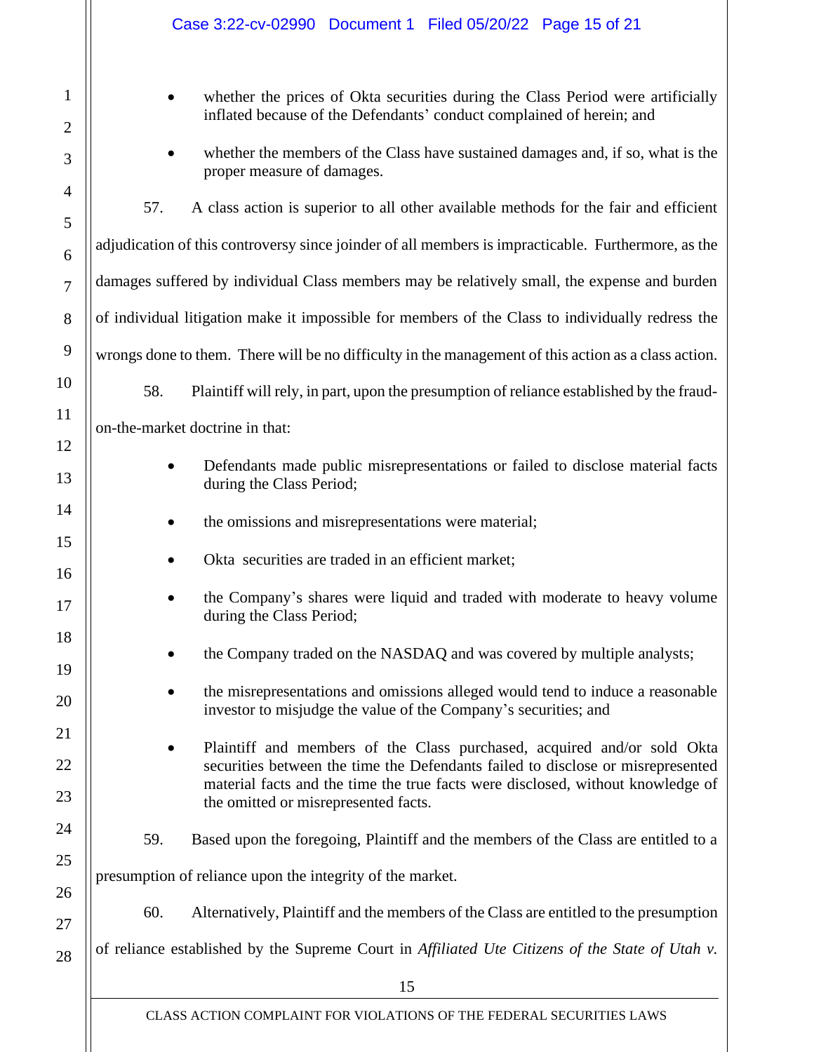- whether the prices of Okta securities during the Class Period were artificially inflated because of the Defendants' conduct complained of herein; and
- whether the members of the Class have sustained damages and, if so, what is the proper measure of damages.

57. A class action is superior to all other available methods for the fair and efficient adjudication of this controversy since joinder of all members is impracticable. Furthermore, as the damages suffered by individual Class members may be relatively small, the expense and burden of individual litigation make it impossible for members of the Class to individually redress the wrongs done to them. There will be no difficulty in the management of this action as a class action.

58. Plaintiff will rely, in part, upon the presumption of reliance established by the fraud-on-the-market doctrine in that:

- Defendants made public misrepresentations or failed to disclose material facts during the Class Period;
- the omissions and misrepresentations were material;
- Okta securities are traded in an efficient market;
- the Company's shares were liquid and traded with moderate to heavy volume during the Class Period;
- the Company traded on the NASDAQ and was covered by multiple analysts;
- the misrepresentations and omissions alleged would tend to induce a reasonable investor to misjudge the value of the Company's securities; and
- Plaintiff and members of the Class purchased, acquired and/or sold Okta securities between the time the Defendants failed to disclose or misrepresented material facts and the time the true facts were disclosed, without knowledge of the omitted or misrepresented facts.

59. Based upon the foregoing, Plaintiff and the members of the Class are entitled to a presumption of reliance upon the integrity of the market.

60. Alternatively, Plaintiff and the members of the Class are entitled to the presumption of reliance established by the Supreme Court in *Affiliated Ute Citizens of the State of Utah v.*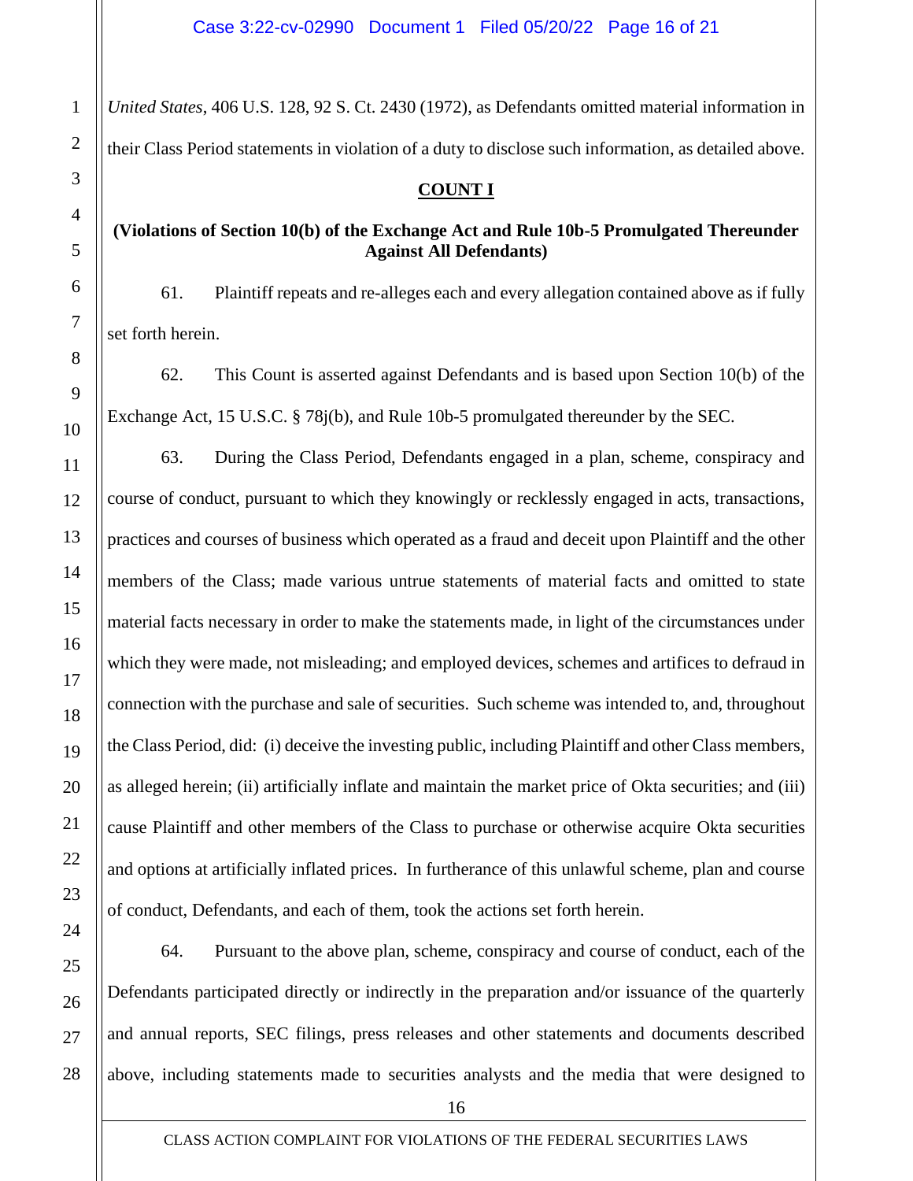*United States*, 406 U.S. 128, 92 S. Ct. 2430 (1972), as Defendants omitted material information in their Class Period statements in violation of a duty to disclose such information, as detailed above.

**COUNT I**

**(Violations of Section 10(b) of the Exchange Act and Rule 10b-5 Promulgated Thereunder Against All Defendants)**

61. Plaintiff repeats and re-alleges each and every allegation contained above as if fully set forth herein.

62. This Count is asserted against Defendants and is based upon Section 10(b) of the Exchange Act, 15 U.S.C. § 78j(b), and Rule 10b-5 promulgated thereunder by the SEC.

63. During the Class Period, Defendants engaged in a plan, scheme, conspiracy and course of conduct, pursuant to which they knowingly or recklessly engaged in acts, transactions, practices and courses of business which operated as a fraud and deceit upon Plaintiff and the other members of the Class; made various untrue statements of material facts and omitted to state material facts necessary in order to make the statements made, in light of the circumstances under which they were made, not misleading; and employed devices, schemes and artifices to defraud in connection with the purchase and sale of securities. Such scheme was intended to, and, throughout the Class Period, did: (i) deceive the investing public, including Plaintiff and other Class members, as alleged herein; (ii) artificially inflate and maintain the market price of Okta securities; and (iii) cause Plaintiff and other members of the Class to purchase or otherwise acquire Okta securities and options at artificially inflated prices. In furtherance of this unlawful scheme, plan and course of conduct, Defendants, and each of them, took the actions set forth herein.

64. Pursuant to the above plan, scheme, conspiracy and course of conduct, each of the Defendants participated directly or indirectly in the preparation and/or issuance of the quarterly and annual reports, SEC filings, press releases and other statements and documents described above, including statements made to securities analysts and the media that were designed to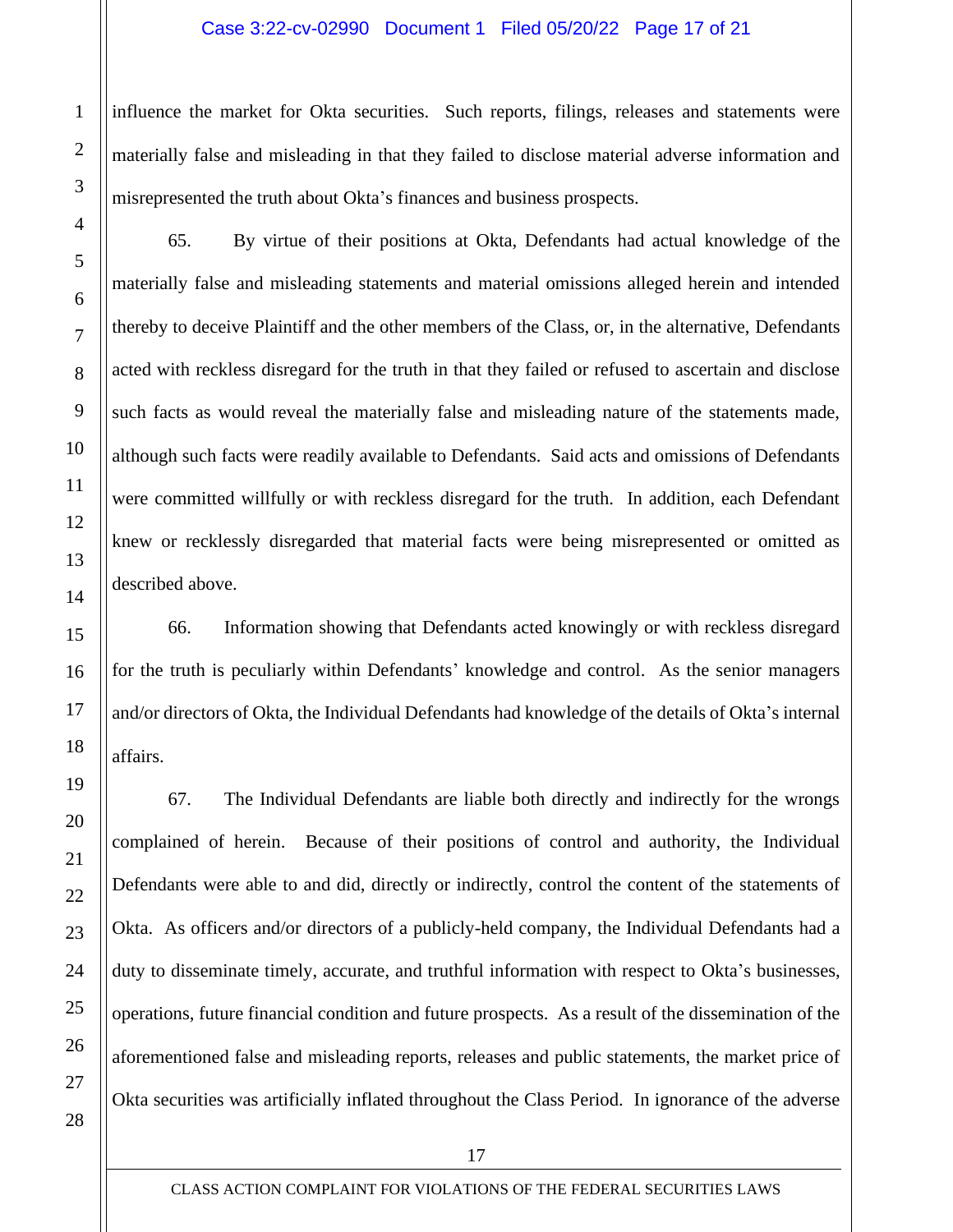influence the market for Okta securities. Such reports, filings, releases and statements were materially false and misleading in that they failed to disclose material adverse information and misrepresented the truth about Okta's finances and business prospects.

65. By virtue of their positions at Okta, Defendants had actual knowledge of the materially false and misleading statements and material omissions alleged herein and intended thereby to deceive Plaintiff and the other members of the Class, or, in the alternative, Defendants acted with reckless disregard for the truth in that they failed or refused to ascertain and disclose such facts as would reveal the materially false and misleading nature of the statements made, although such facts were readily available to Defendants. Said acts and omissions of Defendants were committed willfully or with reckless disregard for the truth. In addition, each Defendant knew or recklessly disregarded that material facts were being misrepresented or omitted as described above.

66. Information showing that Defendants acted knowingly or with reckless disregard for the truth is peculiarly within Defendants' knowledge and control. As the senior managers and/or directors of Okta, the Individual Defendants had knowledge of the details of Okta's internal affairs.

67. The Individual Defendants are liable both directly and indirectly for the wrongs complained of herein. Because of their positions of control and authority, the Individual Defendants were able to and did, directly or indirectly, control the content of the statements of Okta. As officers and/or directors of a publicly-held company, the Individual Defendants had a duty to disseminate timely, accurate, and truthful information with respect to Okta's businesses, operations, future financial condition and future prospects. As a result of the dissemination of the aforementioned false and misleading reports, releases and public statements, the market price of Okta securities was artificially inflated throughout the Class Period. In ignorance of the adverse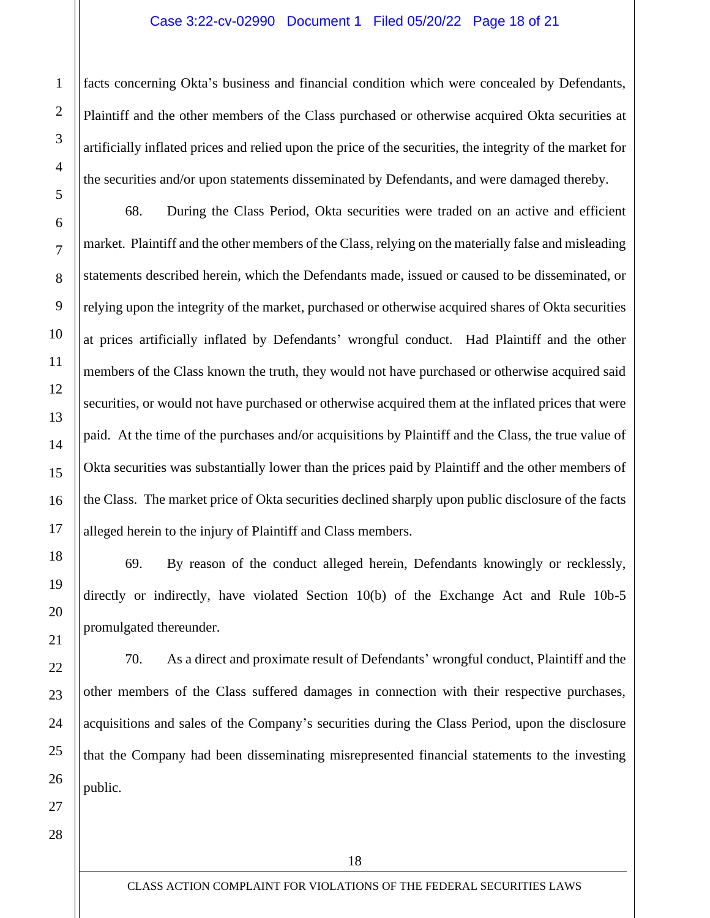facts concerning Okta's business and financial condition which were concealed by Defendants, Plaintiff and the other members of the Class purchased or otherwise acquired Okta securities at artificially inflated prices and relied upon the price of the securities, the integrity of the market for the securities and/or upon statements disseminated by Defendants, and were damaged thereby.

68. During the Class Period, Okta securities were traded on an active and efficient market. Plaintiff and the other members of the Class, relying on the materially false and misleading statements described herein, which the Defendants made, issued or caused to be disseminated, or relying upon the integrity of the market, purchased or otherwise acquired shares of Okta securities at prices artificially inflated by Defendants' wrongful conduct. Had Plaintiff and the other members of the Class known the truth, they would not have purchased or otherwise acquired said securities, or would not have purchased or otherwise acquired them at the inflated prices that were paid. At the time of the purchases and/or acquisitions by Plaintiff and the Class, the true value of Okta securities was substantially lower than the prices paid by Plaintiff and the other members of the Class. The market price of Okta securities declined sharply upon public disclosure of the facts alleged herein to the injury of Plaintiff and Class members.

69. By reason of the conduct alleged herein, Defendants knowingly or recklessly, directly or indirectly, have violated Section 10(b) of the Exchange Act and Rule 10b-5 promulgated thereunder.

70. As a direct and proximate result of Defendants' wrongful conduct, Plaintiff and the other members of the Class suffered damages in connection with their respective purchases, acquisitions and sales of the Company's securities during the Class Period, upon the disclosure that the Company had been disseminating misrepresented financial statements to the investing public.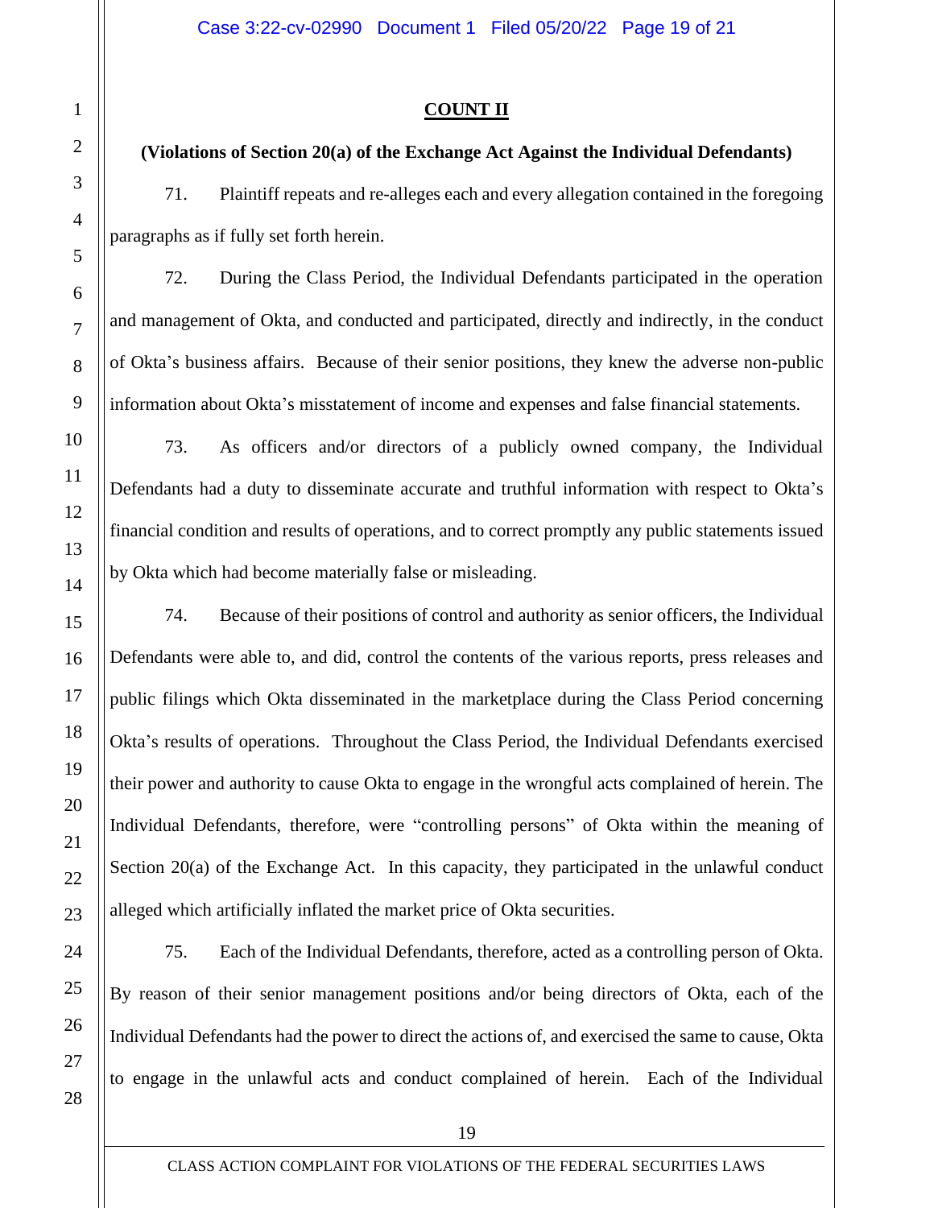## COUNT II

**(Violations of Section 20(a) of the Exchange Act Against the Individual Defendants)**

71. Plaintiff repeats and re-alleges each and every allegation contained in the foregoing paragraphs as if fully set forth herein.

72. During the Class Period, the Individual Defendants participated in the operation and management of Okta, and conducted and participated, directly and indirectly, in the conduct of Okta's business affairs. Because of their senior positions, they knew the adverse non-public information about Okta's misstatement of income and expenses and false financial statements.

73. As officers and/or directors of a publicly owned company, the Individual Defendants had a duty to disseminate accurate and truthful information with respect to Okta's financial condition and results of operations, and to correct promptly any public statements issued by Okta which had become materially false or misleading.

74. Because of their positions of control and authority as senior officers, the Individual Defendants were able to, and did, control the contents of the various reports, press releases and public filings which Okta disseminated in the marketplace during the Class Period concerning Okta's results of operations. Throughout the Class Period, the Individual Defendants exercised their power and authority to cause Okta to engage in the wrongful acts complained of herein. The Individual Defendants, therefore, were "controlling persons" of Okta within the meaning of Section 20(a) of the Exchange Act. In this capacity, they participated in the unlawful conduct alleged which artificially inflated the market price of Okta securities.

75. Each of the Individual Defendants, therefore, acted as a controlling person of Okta. By reason of their senior management positions and/or being directors of Okta, each of the Individual Defendants had the power to direct the actions of, and exercised the same to cause, Okta to engage in the unlawful acts and conduct complained of herein. Each of the Individual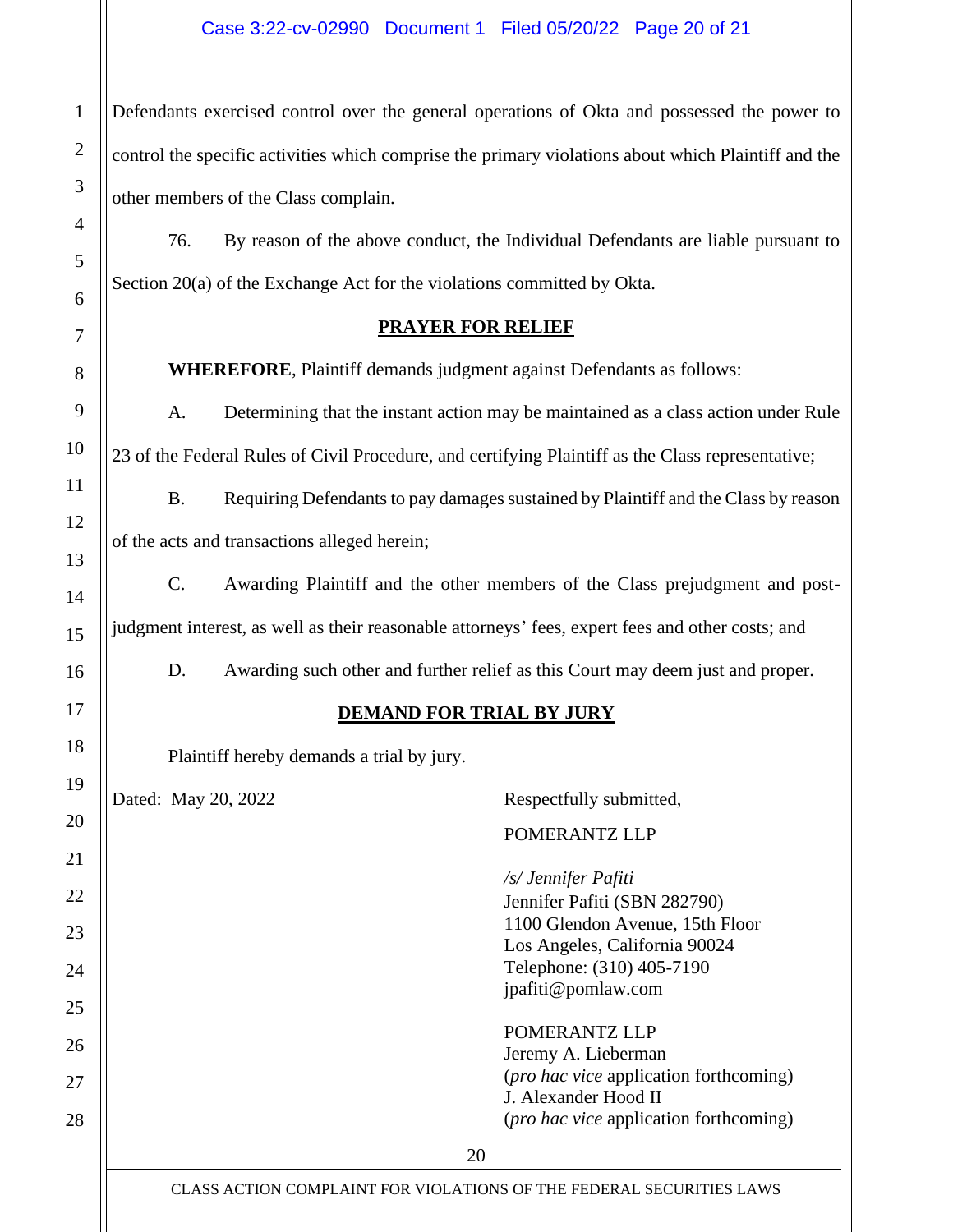Defendants exercised control over the general operations of Okta and possessed the power to control the specific activities which comprise the primary violations about which Plaintiff and the other members of the Class complain.

76. By reason of the above conduct, the Individual Defendants are liable pursuant to Section 20(a) of the Exchange Act for the violations committed by Okta.

## PRAYER FOR RELIEF

**WHEREFORE**, Plaintiff demands judgment against Defendants as follows:

A. Determining that the instant action may be maintained as a class action under Rule 23 of the Federal Rules of Civil Procedure, and certifying Plaintiff as the Class representative;

B. Requiring Defendants to pay damages sustained by Plaintiff and the Class by reason of the acts and transactions alleged herein;

C. Awarding Plaintiff and the other members of the Class prejudgment and post-judgment interest, as well as their reasonable attorneys' fees, expert fees and other costs; and

D. Awarding such other and further relief as this Court may deem just and proper.

## DEMAND FOR TRIAL BY JURY

Plaintiff hereby demands a trial by jury.

Dated: May 20, 2022

Respectfully submitted,

POMERANTZ LLP

*/s/ Jennifer Pafiti*
Jennifer Pafiti (SBN 282790)
1100 Glendon Avenue, 15th Floor
Los Angeles, California 90024
Telephone: (310) 405-7190
jpafiti@pomlaw.com

POMERANTZ LLP
Jeremy A. Lieberman
(*pro hac vice* application forthcoming)
J. Alexander Hood II
(*pro hac vice* application forthcoming)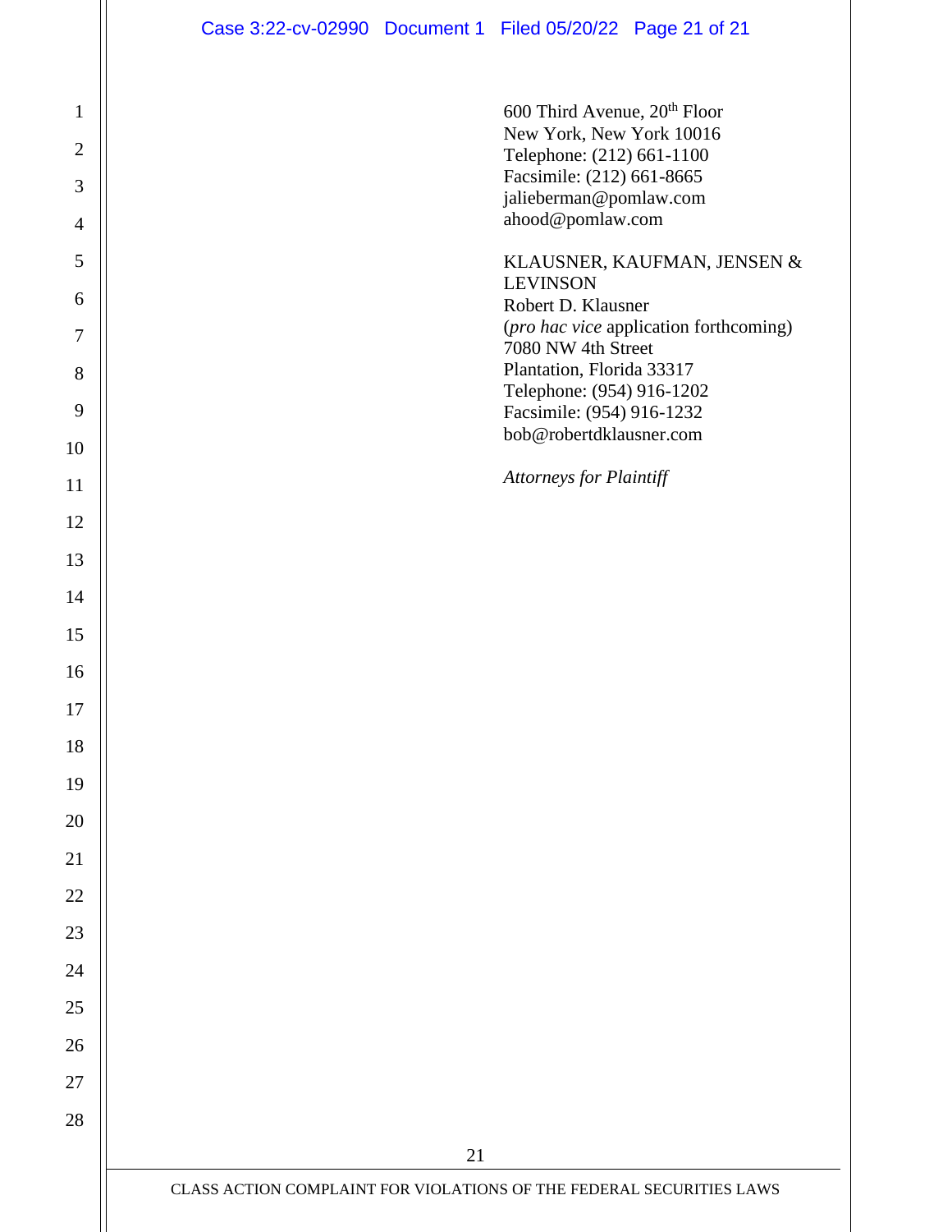600 Third Avenue, 20th Floor
New York, New York 10016
Telephone: (212) 661-1100
Facsimile: (212) 661-8665
jalieberman@pomlaw.com
ahood@pomlaw.com

KLAUSNER, KAUFMAN, JENSEN & LEVINSON
Robert D. Klausner
(*pro hac vice* application forthcoming)
7080 NW 4th Street
Plantation, Florida 33317
Telephone: (954) 916-1202
Facsimile: (954) 916-1232
bob@robertdklausner.com

*Attorneys for Plaintiff*